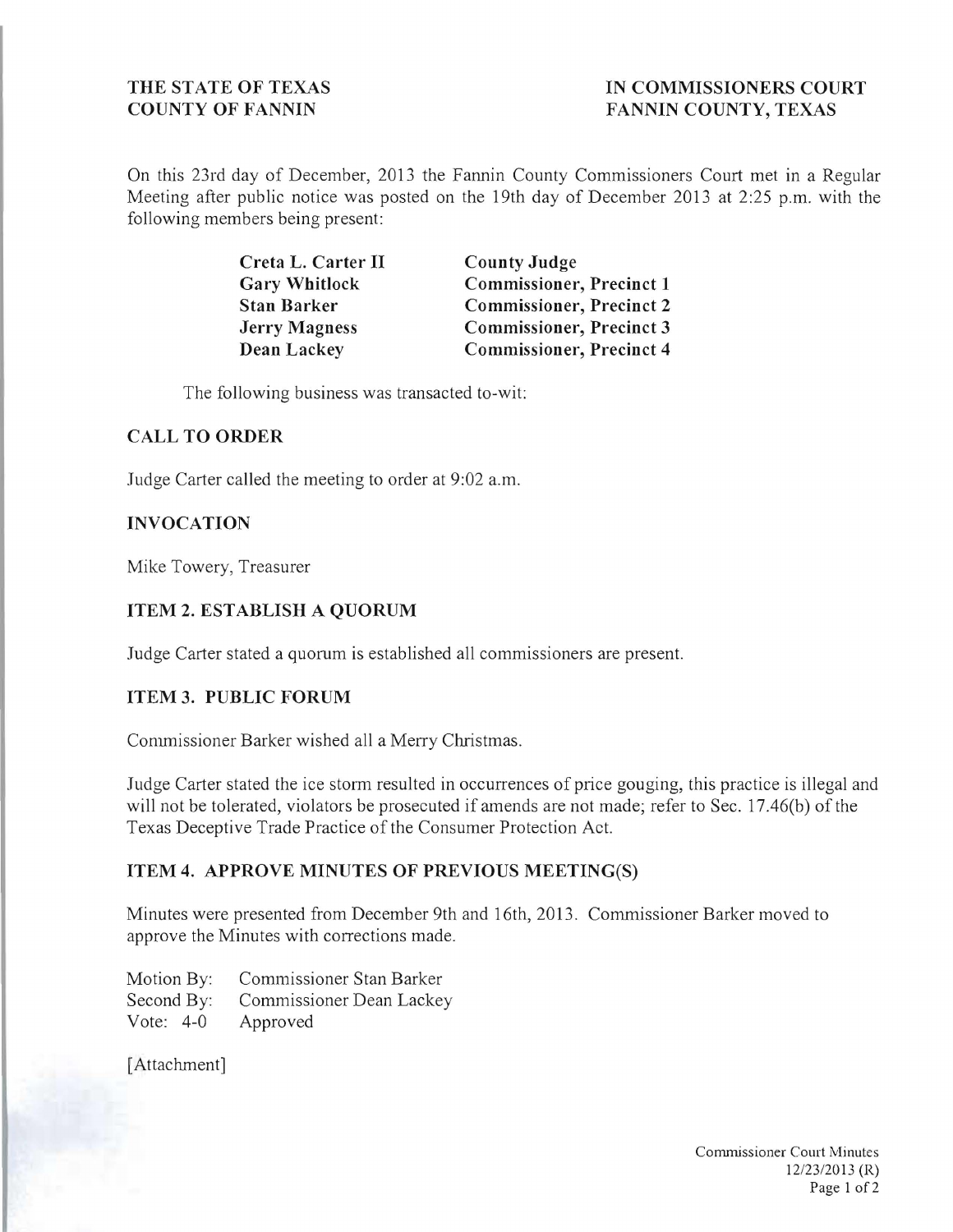**THE STATE OF TEXAS**
**COUNTY OF FANNIN**

**IN COMMISSIONERS COURT**
**FANNIN COUNTY, TEXAS**

On this 23rd day of December, 2013 the Fannin County Commissioners Court met in a Regular Meeting after public notice was posted on the 19th day of December 2013 at 2:25 p.m. with the following members being present:

| | |
|---|---|
| **Creta L. Carter II** | **County Judge** |
| **Gary Whitlock** | **Commissioner, Precinct 1** |
| **Stan Barker** | **Commissioner, Precinct 2** |
| **Jerry Magness** | **Commissioner, Precinct 3** |
| **Dean Lackey** | **Commissioner, Precinct 4** |

The following business was transacted to-wit:

### CALL TO ORDER

Judge Carter called the meeting to order at 9:02 a.m.

### INVOCATION

Mike Towery, Treasurer

### ITEM 2. ESTABLISH A QUORUM

Judge Carter stated a quorum is established all commissioners are present.

### ITEM 3. PUBLIC FORUM

Commissioner Barker wished all a Merry Christmas.

Judge Carter stated the ice storm resulted in occurrences of price gouging, this practice is illegal and will not be tolerated, violators be prosecuted if amends are not made; refer to Sec. 17.46(b) of the Texas Deceptive Trade Practice of the Consumer Protection Act.

### ITEM 4. APPROVE MINUTES OF PREVIOUS MEETING(S)

Minutes were presented from December 9th and 16th, 2013. Commissioner Barker moved to approve the Minutes with corrections made.

Motion By: Commissioner Stan Barker
Second By: Commissioner Dean Lackey
Vote: 4-0 Approved

[Attachment]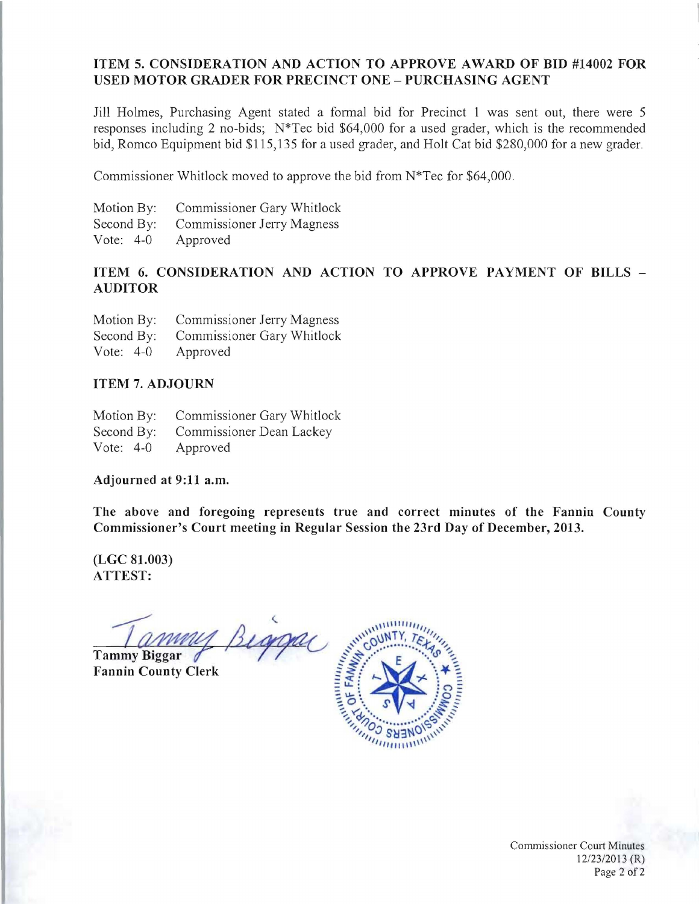**ITEM 5. CONSIDERATION AND ACTION TO APPROVE AWARD OF BID #14002 FOR USED MOTOR GRADER FOR PRECINCT ONE – PURCHASING AGENT**

Jill Holmes, Purchasing Agent stated a formal bid for Precinct 1 was sent out, there were 5 responses including 2 no-bids; N*Tec bid $64,000 for a used grader, which is the recommended bid, Romco Equipment bid $115,135 for a used grader, and Holt Cat bid $280,000 for a new grader.

Commissioner Whitlock moved to approve the bid from N*Tec for $64,000.

Motion By: Commissioner Gary Whitlock
Second By: Commissioner Jerry Magness
Vote: 4-0 Approved

**ITEM 6. CONSIDERATION AND ACTION TO APPROVE PAYMENT OF BILLS – AUDITOR**

Motion By: Commissioner Jerry Magness
Second By: Commissioner Gary Whitlock
Vote: 4-0 Approved

**ITEM 7. ADJOURN**

Motion By: Commissioner Gary Whitlock
Second By: Commissioner Dean Lackey
Vote: 4-0 Approved

**Adjourned at 9:11 a.m.**

**The above and foregoing represents true and correct minutes of the Fannin County Commissioner's Court meeting in Regular Session the 23rd Day of December, 2013.**

**(LGC 81.003)**
**ATTEST:**

Tammy Biggar

**Tammy Biggar**
**Fannin County Clerk**

COMMISSIONERS COURT OF FANNIN COUNTY, TEXAS

Commissioner Court Minutes
12/23/2013 (R)